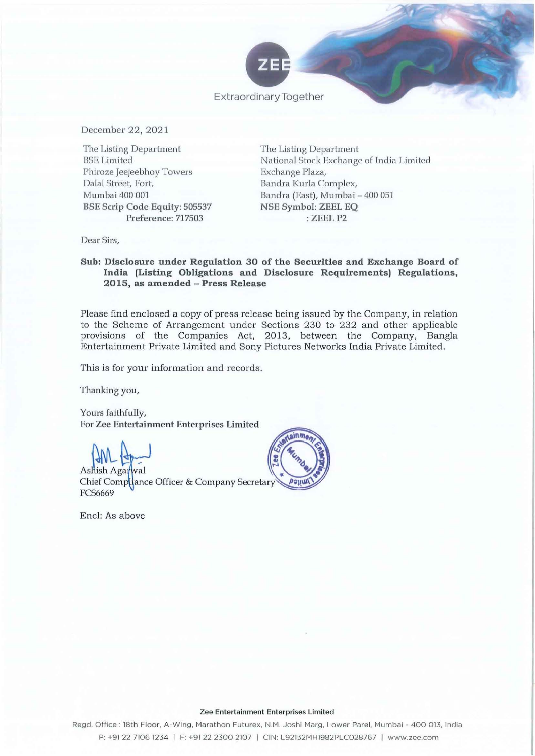Extraordinary Together

December 22, 2021

The Listing Department
BSE Limited
Phiroze Jeejeebhoy Towers
Dalal Street, Fort,
Mumbai 400 001
**BSE Scrip Code Equity: 505537**
**Preference: 717503**

The Listing Department
National Stock Exchange of India Limited
Exchange Plaza,
Bandra Kurla Complex,
Bandra (East), Mumbai – 400 051
**NSE Symbol: ZEEL EQ**
**: ZEEL P2**

Dear Sirs,

**Sub: Disclosure under Regulation 30 of the Securities and Exchange Board of India (Listing Obligations and Disclosure Requirements) Regulations, 2015, as amended – Press Release**

Please find enclosed a copy of press release being issued by the Company, in relation to the Scheme of Arrangement under Sections 230 to 232 and other applicable provisions of the Companies Act, 2013, between the Company, Bangla Entertainment Private Limited and Sony Pictures Networks India Private Limited.

This is for your information and records.

Thanking you,

Yours faithfully,
**For Zee Entertainment Enterprises Limited**

Ashish Agarwal
Chief Compliance Officer & Company Secretary
FCS6669

Encl: As above

**Zee Entertainment Enterprises Limited**

Regd. Office : 18th Floor, A-Wing, Marathon Futurex, N.M. Joshi Marg, Lower Parel, Mumbai - 400 013, India
P: +91 22 7106 1234 | F: +91 22 2300 2107 | CIN: L92132MH1982PLC028767 | www.zee.com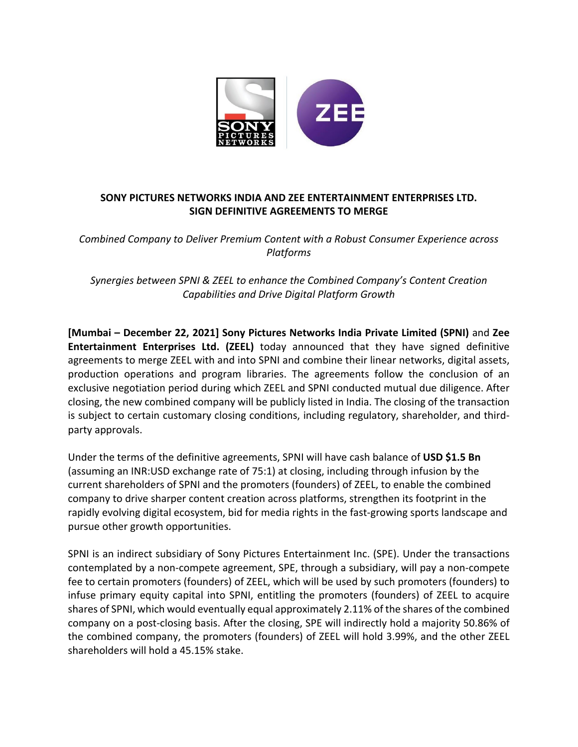**SONY PICTURES NETWORKS INDIA AND ZEE ENTERTAINMENT ENTERPRISES LTD. SIGN DEFINITIVE AGREEMENTS TO MERGE**

*Combined Company to Deliver Premium Content with a Robust Consumer Experience across Platforms*

*Synergies between SPNI & ZEEL to enhance the Combined Company's Content Creation Capabilities and Drive Digital Platform Growth*

**[Mumbai – December 22, 2021] Sony Pictures Networks India Private Limited (SPNI)** and **Zee Entertainment Enterprises Ltd. (ZEEL)** today announced that they have signed definitive agreements to merge ZEEL with and into SPNI and combine their linear networks, digital assets, production operations and program libraries. The agreements follow the conclusion of an exclusive negotiation period during which ZEEL and SPNI conducted mutual due diligence. After closing, the new combined company will be publicly listed in India. The closing of the transaction is subject to certain customary closing conditions, including regulatory, shareholder, and third-party approvals.

Under the terms of the definitive agreements, SPNI will have cash balance of **USD $1.5 Bn** (assuming an INR:USD exchange rate of 75:1) at closing, including through infusion by the current shareholders of SPNI and the promoters (founders) of ZEEL, to enable the combined company to drive sharper content creation across platforms, strengthen its footprint in the rapidly evolving digital ecosystem, bid for media rights in the fast-growing sports landscape and pursue other growth opportunities.

SPNI is an indirect subsidiary of Sony Pictures Entertainment Inc. (SPE). Under the transactions contemplated by a non-compete agreement, SPE, through a subsidiary, will pay a non-compete fee to certain promoters (founders) of ZEEL, which will be used by such promoters (founders) to infuse primary equity capital into SPNI, entitling the promoters (founders) of ZEEL to acquire shares of SPNI, which would eventually equal approximately 2.11% of the shares of the combined company on a post-closing basis. After the closing, SPE will indirectly hold a majority 50.86% of the combined company, the promoters (founders) of ZEEL will hold 3.99%, and the other ZEEL shareholders will hold a 45.15% stake.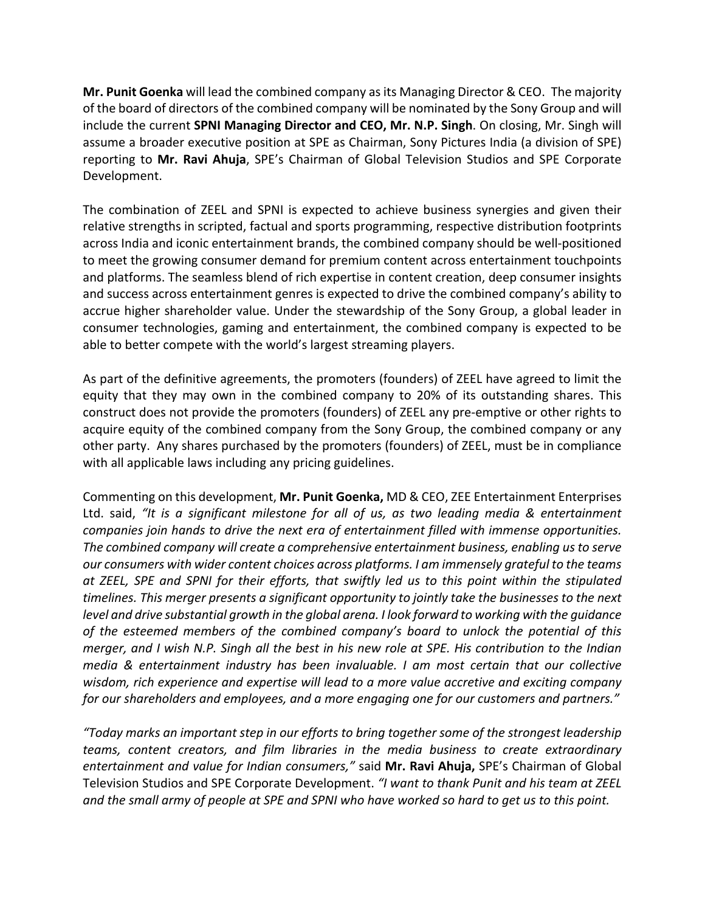**Mr. Punit Goenka** will lead the combined company as its Managing Director & CEO. The majority of the board of directors of the combined company will be nominated by the Sony Group and will include the current **SPNI Managing Director and CEO, Mr. N.P. Singh**. On closing, Mr. Singh will assume a broader executive position at SPE as Chairman, Sony Pictures India (a division of SPE) reporting to **Mr. Ravi Ahuja**, SPE's Chairman of Global Television Studios and SPE Corporate Development.

The combination of ZEEL and SPNI is expected to achieve business synergies and given their relative strengths in scripted, factual and sports programming, respective distribution footprints across India and iconic entertainment brands, the combined company should be well-positioned to meet the growing consumer demand for premium content across entertainment touchpoints and platforms. The seamless blend of rich expertise in content creation, deep consumer insights and success across entertainment genres is expected to drive the combined company's ability to accrue higher shareholder value. Under the stewardship of the Sony Group, a global leader in consumer technologies, gaming and entertainment, the combined company is expected to be able to better compete with the world's largest streaming players.

As part of the definitive agreements, the promoters (founders) of ZEEL have agreed to limit the equity that they may own in the combined company to 20% of its outstanding shares. This construct does not provide the promoters (founders) of ZEEL any pre-emptive or other rights to acquire equity of the combined company from the Sony Group, the combined company or any other party. Any shares purchased by the promoters (founders) of ZEEL, must be in compliance with all applicable laws including any pricing guidelines.

Commenting on this development, **Mr. Punit Goenka,** MD & CEO, ZEE Entertainment Enterprises Ltd. said, *"It is a significant milestone for all of us, as two leading media & entertainment companies join hands to drive the next era of entertainment filled with immense opportunities. The combined company will create a comprehensive entertainment business, enabling us to serve our consumers with wider content choices across platforms. I am immensely grateful to the teams at ZEEL, SPE and SPNI for their efforts, that swiftly led us to this point within the stipulated timelines. This merger presents a significant opportunity to jointly take the businesses to the next level and drive substantial growth in the global arena. I look forward to working with the guidance of the esteemed members of the combined company's board to unlock the potential of this merger, and I wish N.P. Singh all the best in his new role at SPE. His contribution to the Indian media & entertainment industry has been invaluable. I am most certain that our collective wisdom, rich experience and expertise will lead to a more value accretive and exciting company for our shareholders and employees, and a more engaging one for our customers and partners."*

*"Today marks an important step in our efforts to bring together some of the strongest leadership teams, content creators, and film libraries in the media business to create extraordinary entertainment and value for Indian consumers,"* said **Mr. Ravi Ahuja,** SPE's Chairman of Global Television Studios and SPE Corporate Development. *"I want to thank Punit and his team at ZEEL and the small army of people at SPE and SPNI who have worked so hard to get us to this point.*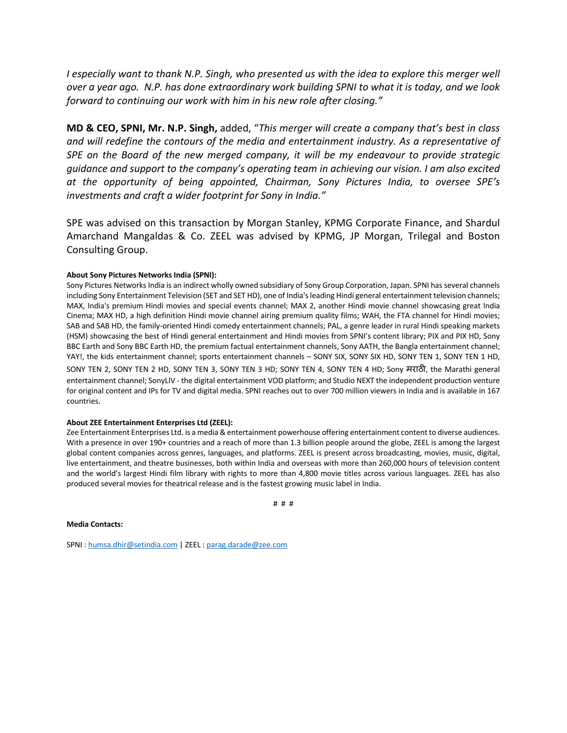*I especially want to thank N.P. Singh, who presented us with the idea to explore this merger well over a year ago. N.P. has done extraordinary work building SPNI to what it is today, and we look forward to continuing our work with him in his new role after closing."*

**MD & CEO, SPNI, Mr. N.P. Singh,** added, "*This merger will create a company that's best in class and will redefine the contours of the media and entertainment industry. As a representative of SPE on the Board of the new merged company, it will be my endeavour to provide strategic guidance and support to the company's operating team in achieving our vision. I am also excited at the opportunity of being appointed, Chairman, Sony Pictures India, to oversee SPE's investments and craft a wider footprint for Sony in India."*

SPE was advised on this transaction by Morgan Stanley, KPMG Corporate Finance, and Shardul Amarchand Mangaldas & Co. ZEEL was advised by KPMG, JP Morgan, Trilegal and Boston Consulting Group.

**About Sony Pictures Networks India (SPNI):**

Sony Pictures Networks India is an indirect wholly owned subsidiary of Sony Group Corporation, Japan. SPNI has several channels including Sony Entertainment Television (SET and SET HD), one of India's leading Hindi general entertainment television channels; MAX, India's premium Hindi movies and special events channel; MAX 2, another Hindi movie channel showcasing great India Cinema; MAX HD, a high definition Hindi movie channel airing premium quality films; WAH, the FTA channel for Hindi movies; SAB and SAB HD, the family-oriented Hindi comedy entertainment channels; PAL, a genre leader in rural Hindi speaking markets (HSM) showcasing the best of Hindi general entertainment and Hindi movies from SPNI's content library; PIX and PIX HD, Sony BBC Earth and Sony BBC Earth HD, the premium factual entertainment channels, Sony AATH, the Bangla entertainment channel; YAY!, the kids entertainment channel; sports entertainment channels – SONY SIX, SONY SIX HD, SONY TEN 1, SONY TEN 1 HD, SONY TEN 2, SONY TEN 2 HD, SONY TEN 3, SONY TEN 3 HD; SONY TEN 4, SONY TEN 4 HD; Sony मराठी, the Marathi general entertainment channel; SonyLIV - the digital entertainment VOD platform; and Studio NEXT the independent production venture for original content and IPs for TV and digital media. SPNI reaches out to over 700 million viewers in India and is available in 167 countries.

**About ZEE Entertainment Enterprises Ltd (ZEEL):**

Zee Entertainment Enterprises Ltd. is a media & entertainment powerhouse offering entertainment content to diverse audiences. With a presence in over 190+ countries and a reach of more than 1.3 billion people around the globe, ZEEL is among the largest global content companies across genres, languages, and platforms. ZEEL is present across broadcasting, movies, music, digital, live entertainment, and theatre businesses, both within India and overseas with more than 260,000 hours of television content and the world's largest Hindi film library with rights to more than 4,800 movie titles across various languages. ZEEL has also produced several movies for theatrical release and is the fastest growing music label in India.

# # #

**Media Contacts:**

SPNI : humsa.dhir@setindia.com | ZEEL : parag.darade@zee.com